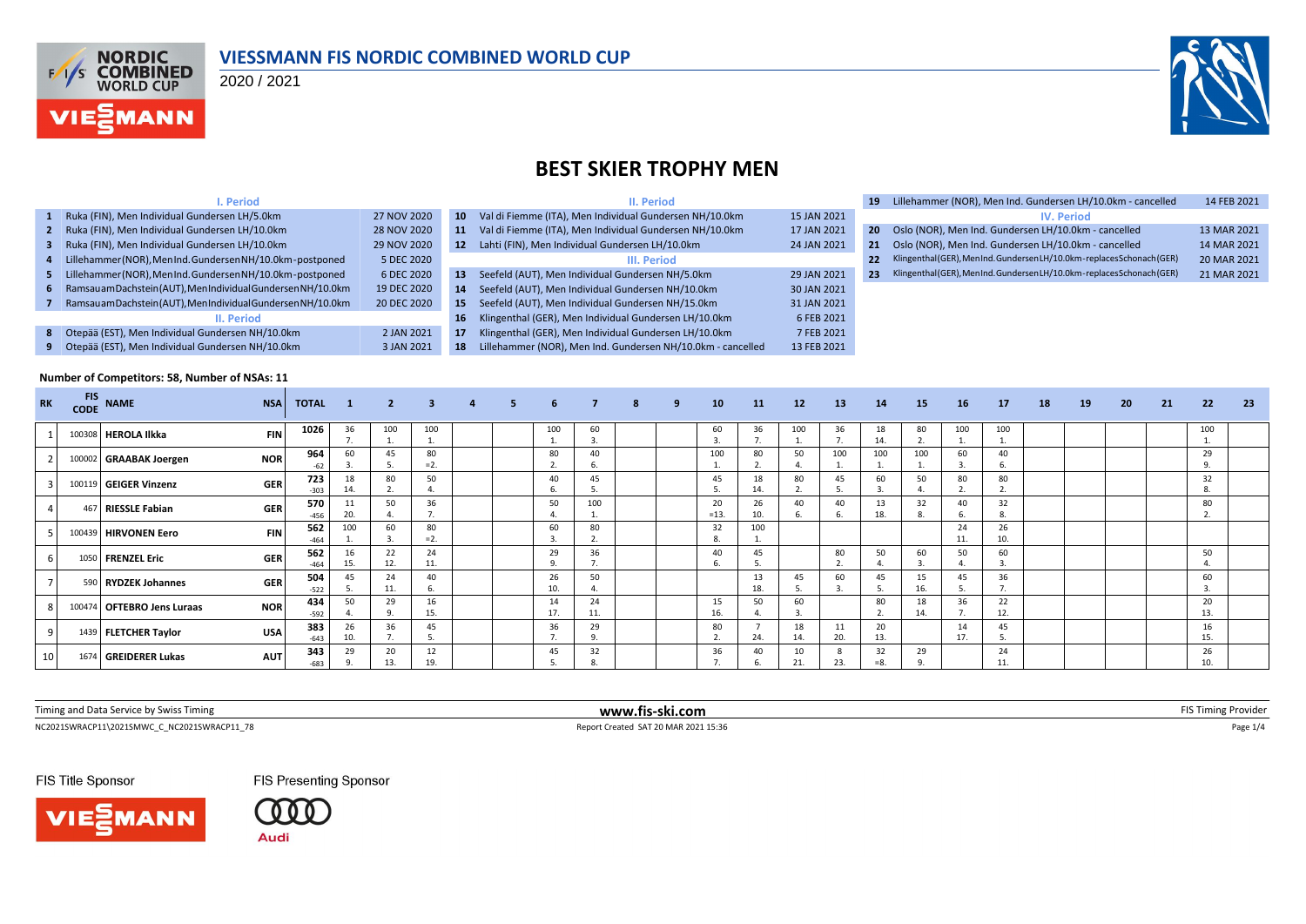# VIESSMANN FIS NORDIC COMBINED WORLD CUP

2020 / 2021

## BEST SKIER TROPHY MEN

| | I. Period | |
|---|---|---|
| 1 | Ruka (FIN), Men Individual Gundersen LH/5.0km | 27 NOV 2020 |
| 2 | Ruka (FIN), Men Individual Gundersen LH/10.0km | 28 NOV 2020 |
| 3 | Ruka (FIN), Men Individual Gundersen LH/10.0km | 29 NOV 2020 |
| 4 | Lillehammer(NOR), Men Ind. Gundersen NH/10.0km-postponed | 5 DEC 2020 |
| 5 | Lillehammer(NOR), Men Ind. Gundersen NH/10.0km-postponed | 6 DEC 2020 |
| 6 | Ramsau am Dachstein(AUT), Men Individual Gundersen NH/10.0km | 19 DEC 2020 |
| 7 | Ramsau am Dachstein(AUT), Men Individual Gundersen NH/10.0km | 20 DEC 2020 |
| | **II. Period** | |
| 8 | Otepää (EST), Men Individual Gundersen NH/10.0km | 2 JAN 2021 |
| 9 | Otepää (EST), Men Individual Gundersen NH/10.0km | 3 JAN 2021 |
| 10 | Val di Fiemme (ITA), Men Individual Gundersen NH/10.0km | 15 JAN 2021 |
| 11 | Val di Fiemme (ITA), Men Individual Gundersen NH/10.0km | 17 JAN 2021 |
| 12 | Lahti (FIN), Men Individual Gundersen LH/10.0km | 24 JAN 2021 |
| | **III. Period** | |
| 13 | Seefeld (AUT), Men Individual Gundersen NH/5.0km | 29 JAN 2021 |
| 14 | Seefeld (AUT), Men Individual Gundersen NH/10.0km | 30 JAN 2021 |
| 15 | Seefeld (AUT), Men Individual Gundersen NH/15.0km | 31 JAN 2021 |
| 16 | Klingenthal (GER), Men Individual Gundersen LH/10.0km | 6 FEB 2021 |
| 17 | Klingenthal (GER), Men Individual Gundersen LH/10.0km | 7 FEB 2021 |
| 18 | Lillehammer (NOR), Men Ind. Gundersen NH/10.0km - cancelled | 13 FEB 2021 |
| 19 | Lillehammer (NOR), Men Ind. Gundersen LH/10.0km - cancelled | 14 FEB 2021 |
| | **IV. Period** | |
| 20 | Oslo (NOR), Men Ind. Gundersen LH/10.0km - cancelled | 13 MAR 2021 |
| 21 | Oslo (NOR), Men Ind. Gundersen LH/10.0km - cancelled | 14 MAR 2021 |
| 22 | Klingenthal(GER), Men Ind. Gundersen LH/10.0km-replaces Schonach(GER) | 20 MAR 2021 |
| 23 | Klingenthal(GER), Men Ind. Gundersen LH/10.0km-replaces Schonach(GER) | 21 MAR 2021 |

**Number of Competitors: 58, Number of NSAs: 11**

| RK | FIS CODE | NAME | NSA | TOTAL | 1 | 2 | 3 | 4 | 5 | 6 | 7 | 8 | 9 | 10 | 11 | 12 | 13 | 14 | 15 | 16 | 17 | 18 | 19 | 20 | 21 | 22 | 23 |
|---|---|---|---|---|---|---|---|---|---|---|---|---|---|---|---|---|---|---|---|---|---|---|---|---|---|---|---|
| 1 | 100308 | HEROLA Ilkka | FIN | 1026 | 36 7. | 100 1. | 100 1. | | | 100 1. | 60 3. | | | 60 3. | 36 7. | 100 1. | 36 7. | 18 14. | 80 2. | 100 1. | 100 1. | | | | | 100 1. | |
| 2 | 100002 | GRAABAK Joergen | NOR | 964 -62 | 60 3. | 45 5. | 80 =2. | | | 80 2. | 40 6. | | | 100 1. | 80 2. | 50 4. | 100 1. | 100 1. | 100 1. | 60 3. | 40 6. | | | | | 29 9. | |
| 3 | 100119 | GEIGER Vinzenz | GER | 723 -303 | 18 14. | 80 2. | 50 4. | | | 40 6. | 45 5. | | | 45 5. | 18 14. | 80 2. | 45 5. | 60 3. | 50 4. | 80 2. | 80 2. | | | | | 32 8. | |
| 4 | 467 | RIESSLE Fabian | GER | 570 -456 | 11 20. | 50 4. | 36 7. | | | 50 4. | 100 1. | | | 20 =13. | 26 10. | 40 6. | 40 6. | 13 18. | 32 8. | 40 6. | 32 8. | | | | | 80 2. | |
| 5 | 100439 | HIRVONEN Eero | FIN | 562 -464 | 100 1. | 60 3. | 80 =2. | | | 60 3. | 80 2. | | | 32 8. | 100 1. | | | | | 24 11. | 26 10. | | | | | | |
| 6 | 1050 | FRENZEL Eric | GER | 562 -464 | 16 15. | 22 12. | 24 11. | | | 29 9. | 36 7. | | | 40 6. | 45 5. | | 80 2. | 50 4. | 60 3. | 50 4. | 60 3. | | | | | 50 4. | |
| 7 | 590 | RYDZEK Johannes | GER | 504 -522 | 45 5. | 24 11. | 40 6. | | | 26 10. | 50 4. | | | | 13 18. | 45 5. | 60 3. | 45 5. | 15 16. | 45 5. | 36 7. | | | | | 60 3. | |
| 8 | 100474 | OFTEBRO Jens Luraas | NOR | 434 -592 | 50 4. | 29 9. | 16 15. | | | 14 17. | 24 11. | | | 15 16. | 50 4. | 60 3. | | 80 2. | 18 14. | 36 7. | 22 12. | | | | | 20 13. | |
| 9 | 1439 | FLETCHER Taylor | USA | 383 -643 | 26 10. | 36 7. | 45 5. | | | 36 7. | 29 9. | | | 80 2. | 7 24. | 18 14. | 11 20. | 20 13. | | 14 17. | 45 5. | | | | | 16 15. | |
| 10 | 1674 | GREIDERER Lukas | AUT | 343 -683 | 29 9. | 20 13. | 12 19. | | | 45 5. | 32 8. | | | 36 7. | 40 6. | 10 21. | 8 23. | 32 =8. | 29 9. | | 24 11. | | | | | 26 10. | |

Timing and Data Service by Swiss Timing — www.fis-ski.com — FIS Timing Provider

NC2021SWRACP11\2021SMWC_C_NC2021SWRACP11_78 — Report Created SAT 20 MAR 2021 15:36

FIS Title Sponsor: VIESSMANN — FIS Presenting Sponsor: Audi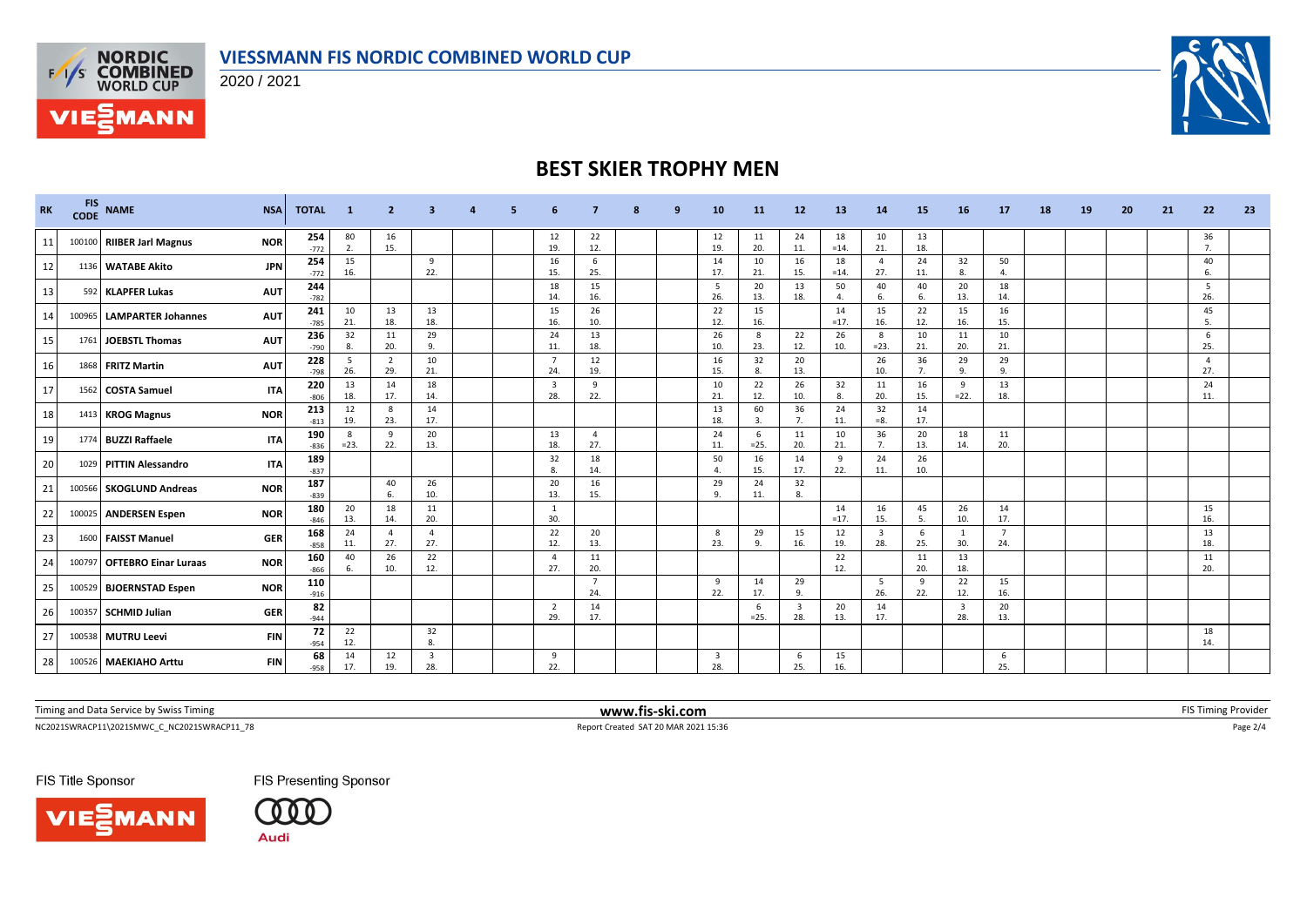# VIESSMANN FIS NORDIC COMBINED WORLD CUP

2020 / 2021

## BEST SKIER TROPHY MEN

| RK | FIS CODE | NAME | NSA | TOTAL | 1 | 2 | 3 | 4 | 5 | 6 | 7 | 8 | 9 | 10 | 11 | 12 | 13 | 14 | 15 | 16 | 17 | 18 | 19 | 20 | 21 | 22 | 23 |
|---|---|---|---|---|---|---|---|---|---|---|---|---|---|---|---|---|---|---|---|---|---|---|---|---|---|---|---|
| 11 | 100100 | RIIBER Jarl Magnus | NOR | 254<br>-772 | 80<br>2. | 16<br>15. | | | | 12<br>19. | 22<br>12. | | | 12<br>19. | 11<br>20. | 24<br>11. | 18<br>=14. | 10<br>21. | 13<br>18. | | | | | | | 36<br>7. | |
| 12 | 1136 | WATABE Akito | JPN | 254<br>-772 | 15<br>16. | | 9<br>22. | | | 16<br>15. | 6<br>25. | | | 14<br>17. | 10<br>21. | 16<br>15. | 18<br>=14. | 4<br>27. | 24<br>11. | 32<br>8. | 50<br>4. | | | | | 40<br>6. | |
| 13 | 592 | KLAPFER Lukas | AUT | 244<br>-782 | | | | | | 18<br>14. | 15<br>16. | | | 5<br>26. | 20<br>13. | 13<br>18. | 50<br>4. | 40<br>6. | 40<br>6. | 20<br>13. | 18<br>14. | | | | | 5<br>26. | |
| 14 | 100965 | LAMPARTER Johannes | AUT | 241<br>-785 | 10<br>21. | 13<br>18. | 13<br>18. | | | 15<br>16. | 26<br>10. | | | 22<br>12. | 15<br>16. | | 14<br>=17. | 15<br>16. | 22<br>12. | 15<br>16. | 16<br>15. | | | | | 45<br>5. | |
| 15 | 1761 | JOEBSTL Thomas | AUT | 236<br>-790 | 32<br>8. | 11<br>20. | 29<br>9. | | | 24<br>11. | 13<br>18. | | | 26<br>10. | 8<br>23. | 22<br>12. | 26<br>10. | 8<br>=23. | 10<br>21. | 11<br>20. | 10<br>21. | | | | | 6<br>25. | |
| 16 | 1868 | FRITZ Martin | AUT | 228<br>-798 | 5<br>26. | 2<br>29. | 10<br>21. | | | 7<br>24. | 12<br>19. | | | 16<br>15. | 32<br>8. | 20<br>13. | | 26<br>10. | 36<br>7. | 29<br>9. | 29<br>9. | | | | | 4<br>27. | |
| 17 | 1562 | COSTA Samuel | ITA | 220<br>-806 | 13<br>18. | 14<br>17. | 18<br>14. | | | 3<br>28. | 9<br>22. | | | 10<br>21. | 22<br>12. | 26<br>10. | 32<br>8. | 11<br>20. | 16<br>15. | 9<br>=22. | 13<br>18. | | | | | 24<br>11. | |
| 18 | 1413 | KROG Magnus | NOR | 213<br>-813 | 12<br>19. | 8<br>23. | 14<br>17. | | | | | | | 13<br>18. | 60<br>3. | 36<br>7. | 24<br>11. | 32<br>=8. | 14<br>17. | | | | | | | | |
| 19 | 1774 | BUZZI Raffaele | ITA | 190<br>-836 | 8<br>=23. | 9<br>22. | 20<br>13. | | | 13<br>18. | 4<br>27. | | | 24<br>11. | 6<br>=25. | 11<br>20. | 10<br>21. | 36<br>7. | 20<br>13. | 18<br>14. | 11<br>20. | | | | | | |
| 20 | 1029 | PITTIN Alessandro | ITA | 189<br>-837 | | | | | | 32<br>8. | 18<br>14. | | | 50<br>4. | 16<br>15. | 14<br>17. | 9<br>22. | 24<br>11. | 26<br>10. | | | | | | | | |
| 21 | 100566 | SKOGLUND Andreas | NOR | 187<br>-839 | | 40<br>6. | 26<br>10. | | | 20<br>13. | 16<br>15. | | | 29<br>9. | 24<br>11. | 32<br>8. | | | | | | | | | | | |
| 22 | 100025 | ANDERSEN Espen | NOR | 180<br>-846 | 20<br>13. | 18<br>14. | 11<br>20. | | | 1<br>30. | | | | | | | 14<br>=17. | 16<br>15. | 45<br>5. | 26<br>10. | 14<br>17. | | | | | 15<br>16. | |
| 23 | 1600 | FAISST Manuel | GER | 168<br>-858 | 24<br>11. | 4<br>27. | 4<br>27. | | | 22<br>12. | 20<br>13. | | | 8<br>23. | 29<br>9. | 15<br>16. | 12<br>19. | 3<br>28. | 6<br>25. | 1<br>30. | 7<br>24. | | | | | 13<br>18. | |
| 24 | 100797 | OFTEBRO Einar Luraas | NOR | 160<br>-866 | 40<br>6. | 26<br>10. | 22<br>12. | | | 4<br>27. | 11<br>20. | | | | | | 22<br>12. | | 11<br>20. | 13<br>18. | | | | | | 11<br>20. | |
| 25 | 100529 | BJOERNSTAD Espen | NOR | 110<br>-916 | | | | | | | 7<br>24. | | | 9<br>22. | 14<br>17. | 29<br>9. | | 5<br>26. | 9<br>22. | 22<br>12. | 15<br>16. | | | | | | |
| 26 | 100357 | SCHMID Julian | GER | 82<br>-944 | | | | | | 2<br>29. | 14<br>17. | | | | 6<br>=25. | 3<br>28. | 20<br>13. | 14<br>17. | | 3<br>28. | 20<br>13. | | | | | | |
| 27 | 100538 | MUTRU Leevi | FIN | 72<br>-954 | 22<br>12. | | 32<br>8. | | | | | | | | | | | | | | | | | | | 18<br>14. | |
| 28 | 100526 | MAEKIAHO Arttu | FIN | 68<br>-958 | 14<br>17. | 12<br>19. | 3<br>28. | | | 9<br>22. | | | | 3<br>28. | | 6<br>25. | 15<br>16. | | | | 6<br>25. | | | | | | |

Timing and Data Service by Swiss Timing

www.fis-ski.com

FIS Timing Provider

NC2021SWRACP11\2021SMWC_C_NC2021SWRACP11_78

Report Created SAT 20 MAR 2021 15:36

FIS Title Sponsor

FIS Presenting Sponsor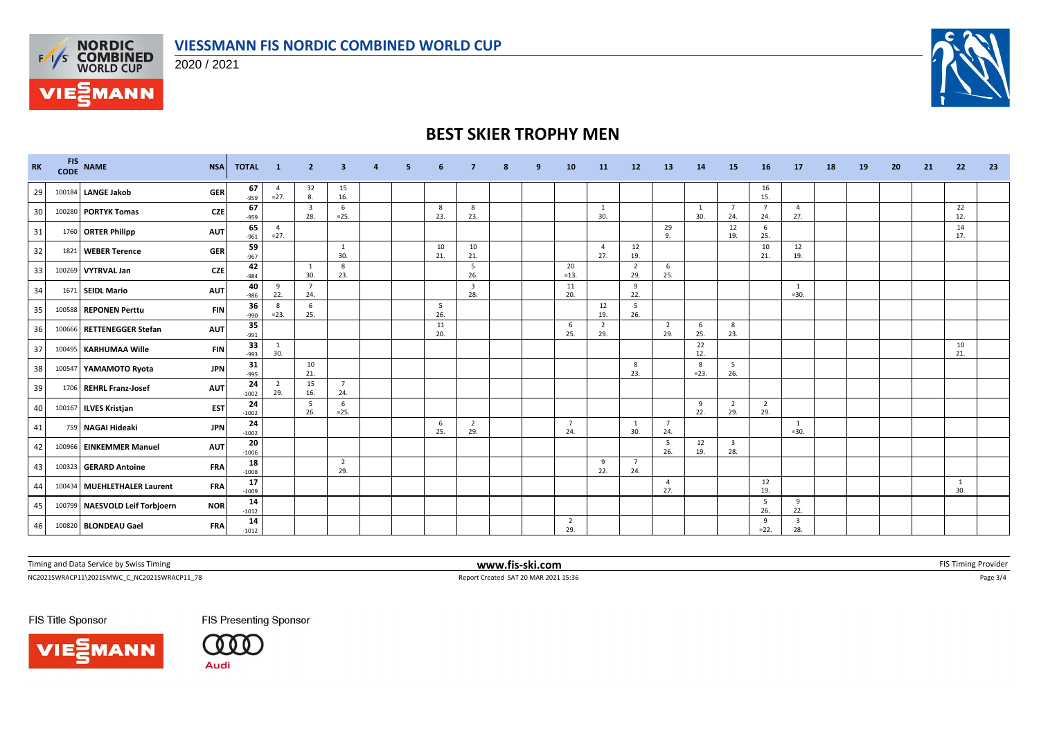# VIESSMANN FIS NORDIC COMBINED WORLD CUP

2020 / 2021

## BEST SKIER TROPHY MEN

| RK | FIS CODE | NAME | NSA | TOTAL | 1 | 2 | 3 | 4 | 5 | 6 | 7 | 8 | 9 | 10 | 11 | 12 | 13 | 14 | 15 | 16 | 17 | 18 | 19 | 20 | 21 | 22 | 23 |
|---|---|---|---|---|---|---|---|---|---|---|---|---|---|---|---|---|---|---|---|---|---|---|---|---|---|---|---|
| 29 | 100184 | LANGE Jakob | GER | 67 -959 | 4 =27. | 32 8. | 15 16. | | | | | | | | | | | | | 16 15. | | | | | | | |
| 30 | 100280 | PORTYK Tomas | CZE | 67 -959 | | 3 28. | 6 =25. | | | 8 23. | 8 23. | | | | 1 30. | | | 1 30. | 7 24. | 7 24. | 4 27. | | | | | 22 12. | |
| 31 | 1760 | ORTER Philipp | AUT | 65 -961 | 4 =27. | | | | | | | | | | | | 29 9. | | 12 19. | 6 25. | | | | | | 14 17. | |
| 32 | 1821 | WEBER Terence | GER | 59 -967 | | | 1 30. | | | 10 21. | 10 21. | | | | 4 27. | 12 19. | | | | 10 21. | 12 19. | | | | | | |
| 33 | 100269 | VYTRVAL Jan | CZE | 42 -984 | | 1 30. | 8 23. | | | | 5 26. | | | 20 =13. | | 2 29. | 6 25. | | | | | | | | | | |
| 34 | 1671 | SEIDL Mario | AUT | 40 -986 | 9 22. | 7 24. | | | | | 3 28. | | | 11 20. | | 9 22. | | | | | 1 =30. | | | | | | |
| 35 | 100588 | REPONEN Perttu | FIN | 36 -990 | 8 =23. | 6 25. | | | | 5 26. | | | | | 12 19. | 5 26. | | | | | | | | | | | |
| 36 | 100666 | RETTENEGGER Stefan | AUT | 35 -991 | | | | | | 11 20. | | | | 6 25. | 2 29. | | 2 29. | 6 25. | 8 23. | | | | | | | | |
| 37 | 100495 | KARHUMAA Wille | FIN | 33 -993 | 1 30. | | | | | | | | | | | | | 22 12. | | | | | | | | 10 21. | |
| 38 | 100547 | YAMAMOTO Ryota | JPN | 31 -995 | | 10 21. | | | | | | | | | | 8 23. | | 8 =23. | 5 26. | | | | | | | | |
| 39 | 1706 | REHRL Franz-Josef | AUT | 24 -1002 | 2 29. | 15 16. | 7 24. | | | | | | | | | | | | | | | | | | | | |
| 40 | 100167 | ILVES Kristjan | EST | 24 -1002 | | 5 26. | 6 =25. | | | | | | | | | | | 9 22. | 2 29. | 2 29. | | | | | | | |
| 41 | 759 | NAGAI Hideaki | JPN | 24 -1002 | | | | | | 6 25. | 2 29. | | | 7 24. | | 1 30. | 7 24. | | | | 1 =30. | | | | | | |
| 42 | 100966 | EINKEMMER Manuel | AUT | 20 -1006 | | | | | | | | | | | | | 5 26. | 12 19. | 3 28. | | | | | | | | |
| 43 | 100323 | GERARD Antoine | FRA | 18 -1008 | | | 2 29. | | | | | | | | 9 22. | 7 24. | | | | | | | | | | | |
| 44 | 100434 | MUEHLETHALER Laurent | FRA | 17 -1009 | | | | | | | | | | | | | 4 27. | | | 12 19. | | | | | | 1 30. | |
| 45 | 100799 | NAESVOLD Leif Torbjoern | NOR | 14 -1012 | | | | | | | | | | | | | | | | 5 26. | 9 22. | | | | | | |
| 46 | 100820 | BLONDEAU Gael | FRA | 14 -1012 | | | | | | | | | | 2 29. | | | | | | 9 =22. | 3 28. | | | | | | |

Timing and Data Service by Swiss Timing | www.fis-ski.com | FIS Timing Provider

NC2021SWRACP11\2021SMWC_C_NC2021SWRACP11_78 | Report Created SAT 20 MAR 2021 15:36

FIS Title Sponsor: VIESSMANN | FIS Presenting Sponsor: Audi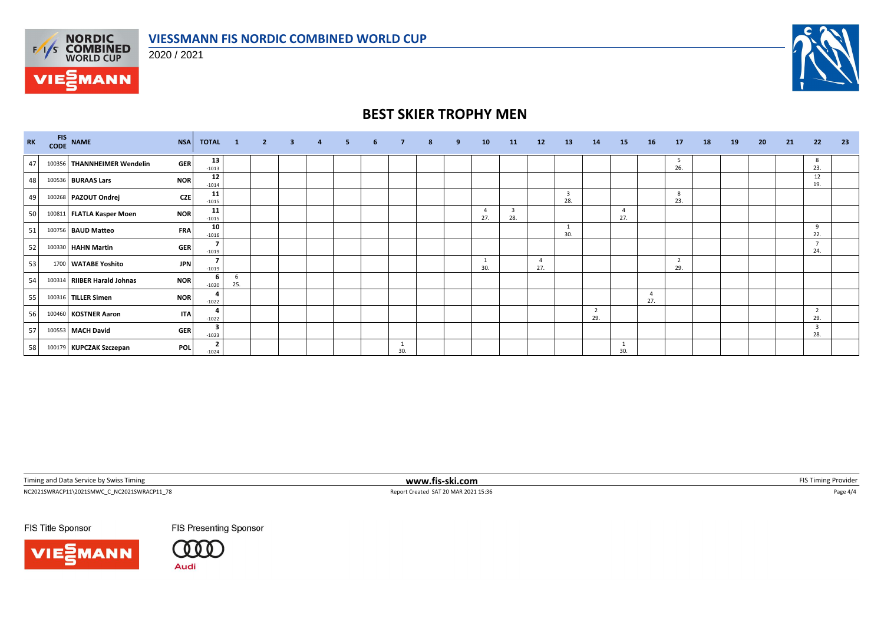## BEST SKIER TROPHY MEN

| RK | FIS CODE | NAME | NSA | TOTAL | 1 | 2 | 3 | 4 | 5 | 6 | 7 | 8 | 9 | 10 | 11 | 12 | 13 | 14 | 15 | 16 | 17 | 18 | 19 | 20 | 21 | 22 | 23 |
|---|---|---|---|---|---|---|---|---|---|---|---|---|---|---|---|---|---|---|---|---|---|---|---|---|---|---|---|
| 47 | 100356 | THANNHEIMER Wendelin | GER | 13 -1013 | | | | | | | | | | | | | | | | | 5 26. | | | | | 8 23. | |
| 48 | 100536 | BURAAS Lars | NOR | 12 -1014 | | | | | | | | | | | | | | | | | | | | | | 12 19. | |
| 49 | 100268 | PAZOUT Ondrej | CZE | 11 -1015 | | | | | | | | | | | | | 3 28. | | | | 8 23. | | | | | | |
| 50 | 100811 | FLATLA Kasper Moen | NOR | 11 -1015 | | | | | | | | | | 4 27. | 3 28. | | | | 4 27. | | | | | | | | |
| 51 | 100756 | BAUD Matteo | FRA | 10 -1016 | | | | | | | | | | | | | 1 30. | | | | | | | | | 9 22. | |
| 52 | 100330 | HAHN Martin | GER | 7 -1019 | | | | | | | | | | | | | | | | | | | | | | 7 24. | |
| 53 | 1700 | WATABE Yoshito | JPN | 7 -1019 | | | | | | | | | | 1 30. | | 4 27. | | | | | 2 29. | | | | | | |
| 54 | 100314 | RIIBER Harald Johnas | NOR | 6 -1020 | 6 25. | | | | | | | | | | | | | | | | | | | | | | |
| 55 | 100316 | TILLER Simen | NOR | 4 -1022 | | | | | | | | | | | | | | | | 4 27. | | | | | | | |
| 56 | 100460 | KOSTNER Aaron | ITA | 4 -1022 | | | | | | | | | | | | | | 2 29. | | | | | | | | 2 29. | |
| 57 | 100553 | MACH David | GER | 3 -1023 | | | | | | | | | | | | | | | | | | | | | | 3 28. | |
| 58 | 100179 | KUPCZAK Szczepan | POL | 2 -1024 | | | | | | | 1 30. | | | | | | | | 1 30. | | | | | | | | |

Timing and Data Service by Swiss Timing | www.fis-ski.com | FIS Timing Provider

NC2021SWRACP11\2021SMWC_C_NC2021SWRACP11_78 | Report Created SAT 20 MAR 2021 15:36

FIS Title Sponsor: VIESSMANN | FIS Presenting Sponsor: Audi